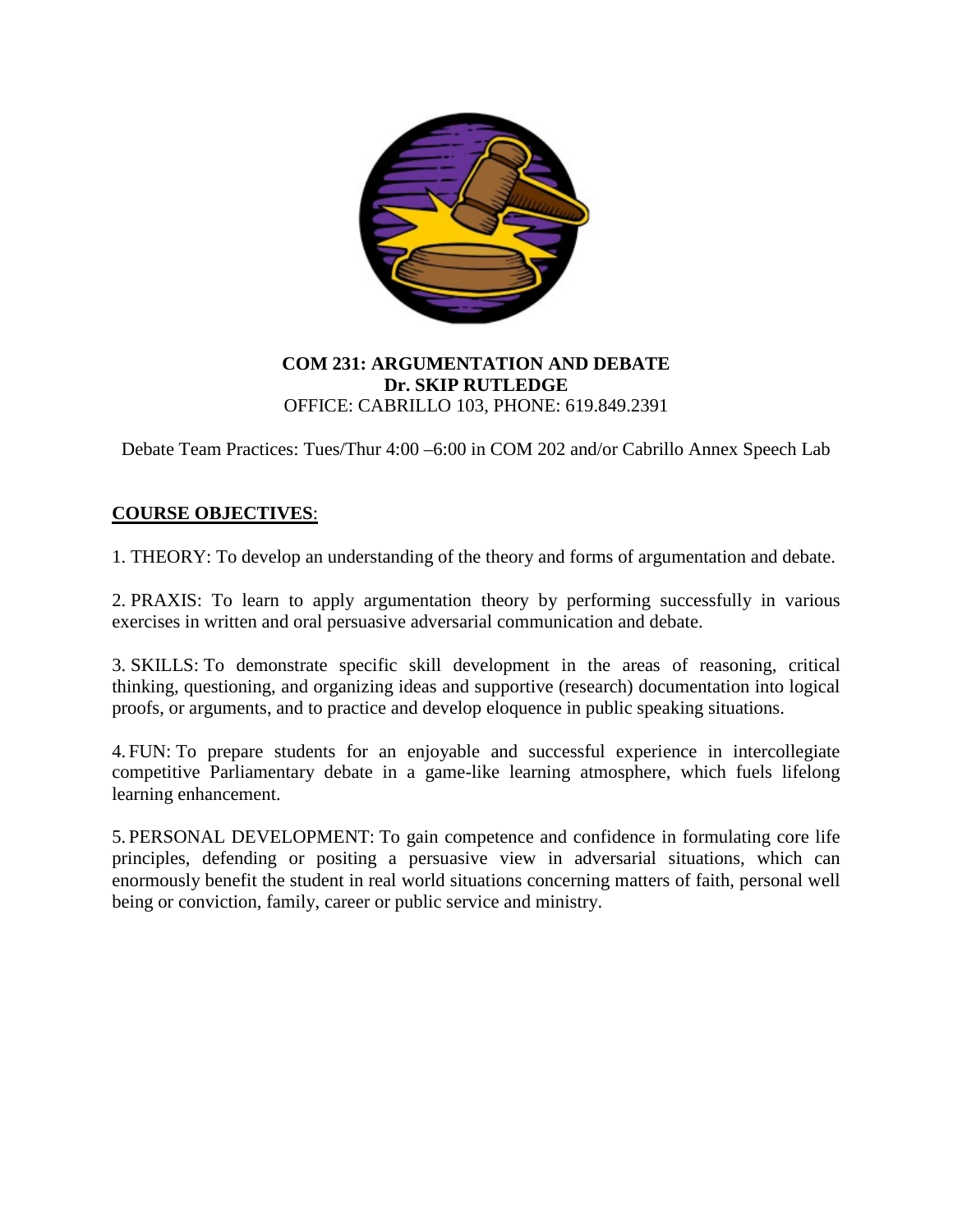**COM 231: ARGUMENTATION AND DEBATE**
**Dr. SKIP RUTLEDGE**
OFFICE: CABRILLO 103, PHONE: 619.849.2391

Debate Team Practices: Tues/Thur 4:00 –6:00 in COM 202 and/or Cabrillo Annex Speech Lab

## COURSE OBJECTIVES:

1. THEORY: To develop an understanding of the theory and forms of argumentation and debate.

2. PRAXIS: To learn to apply argumentation theory by performing successfully in various exercises in written and oral persuasive adversarial communication and debate.

3. SKILLS: To demonstrate specific skill development in the areas of reasoning, critical thinking, questioning, and organizing ideas and supportive (research) documentation into logical proofs, or arguments, and to practice and develop eloquence in public speaking situations.

4. FUN: To prepare students for an enjoyable and successful experience in intercollegiate competitive Parliamentary debate in a game-like learning atmosphere, which fuels lifelong learning enhancement.

5. PERSONAL DEVELOPMENT: To gain competence and confidence in formulating core life principles, defending or positing a persuasive view in adversarial situations, which can enormously benefit the student in real world situations concerning matters of faith, personal well being or conviction, family, career or public service and ministry.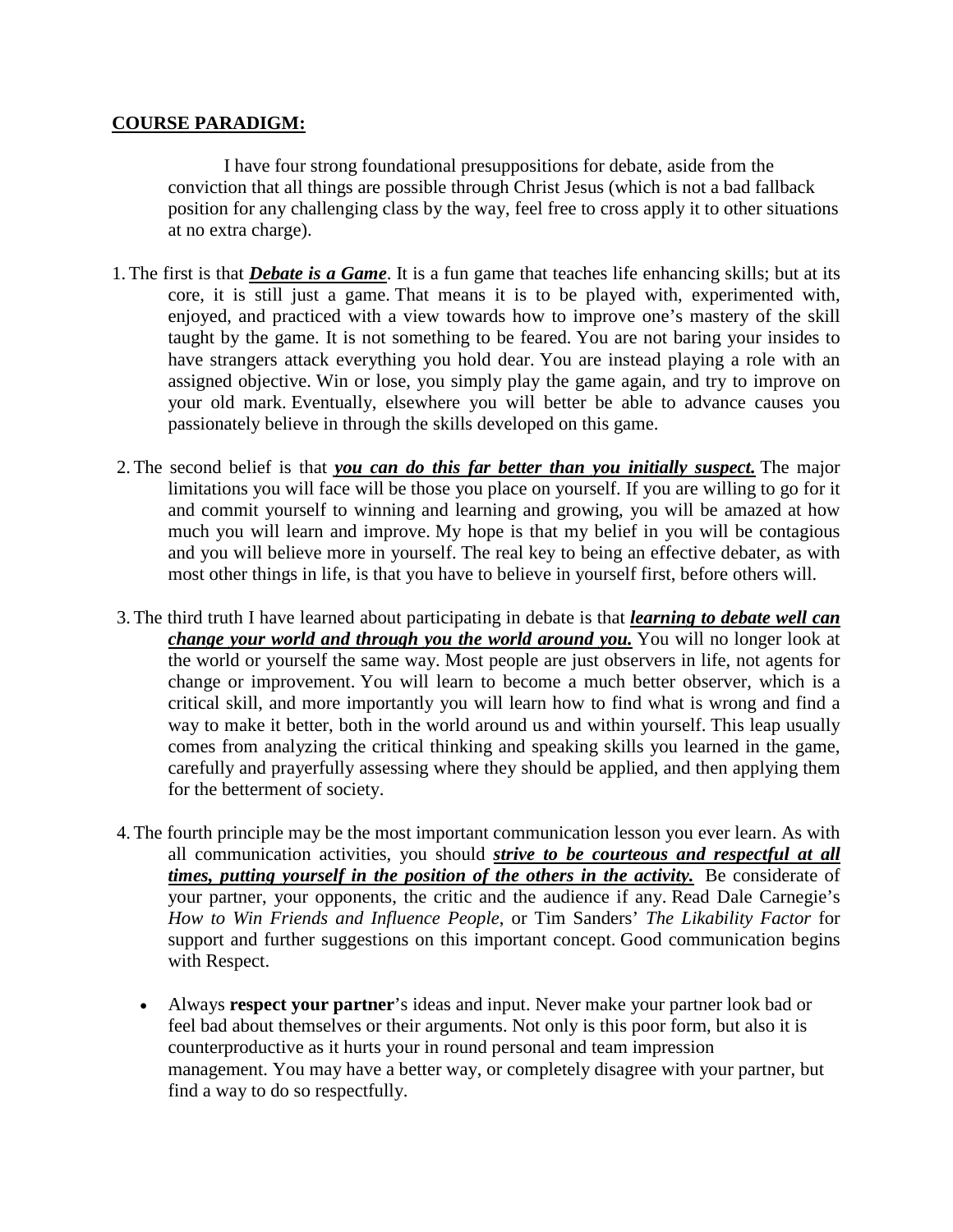**COURSE PARADIGM:**

I have four strong foundational presuppositions for debate, aside from the conviction that all things are possible through Christ Jesus (which is not a bad fallback position for any challenging class by the way, feel free to cross apply it to other situations at no extra charge).

1. The first is that ***Debate is a Game***. It is a fun game that teaches life enhancing skills; but at its core, it is still just a game. That means it is to be played with, experimented with, enjoyed, and practiced with a view towards how to improve one's mastery of the skill taught by the game. It is not something to be feared. You are not baring your insides to have strangers attack everything you hold dear. You are instead playing a role with an assigned objective. Win or lose, you simply play the game again, and try to improve on your old mark. Eventually, elsewhere you will better be able to advance causes you passionately believe in through the skills developed on this game.

2. The second belief is that ***you can do this far better than you initially suspect.*** The major limitations you will face will be those you place on yourself. If you are willing to go for it and commit yourself to winning and learning and growing, you will be amazed at how much you will learn and improve. My hope is that my belief in you will be contagious and you will believe more in yourself. The real key to being an effective debater, as with most other things in life, is that you have to believe in yourself first, before others will.

3. The third truth I have learned about participating in debate is that ***learning to debate well can change your world and through you the world around you.*** You will no longer look at the world or yourself the same way. Most people are just observers in life, not agents for change or improvement. You will learn to become a much better observer, which is a critical skill, and more importantly you will learn how to find what is wrong and find a way to make it better, both in the world around us and within yourself. This leap usually comes from analyzing the critical thinking and speaking skills you learned in the game, carefully and prayerfully assessing where they should be applied, and then applying them for the betterment of society.

4. The fourth principle may be the most important communication lesson you ever learn. As with all communication activities, you should ***strive to be courteous and respectful at all times, putting yourself in the position of the others in the activity.*** Be considerate of your partner, your opponents, the critic and the audience if any. Read Dale Carnegie's *How to Win Friends and Influence People*, or Tim Sanders' *The Likability Factor* for support and further suggestions on this important concept. Good communication begins with Respect.

   - Always **respect your partner**'s ideas and input. Never make your partner look bad or feel bad about themselves or their arguments. Not only is this poor form, but also it is counterproductive as it hurts your in round personal and team impression management. You may have a better way, or completely disagree with your partner, but find a way to do so respectfully.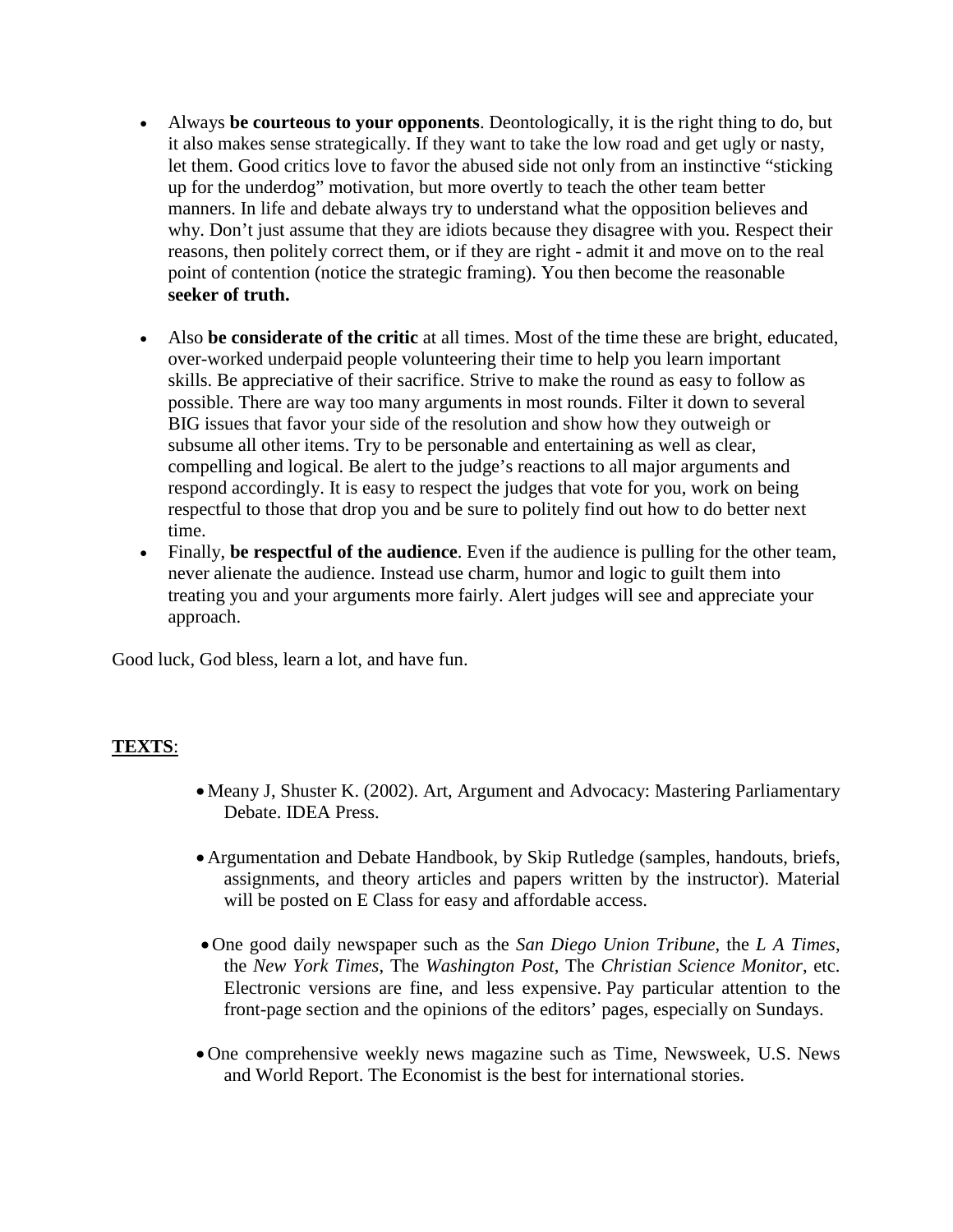- Always **be courteous to your opponents**. Deontologically, it is the right thing to do, but it also makes sense strategically. If they want to take the low road and get ugly or nasty, let them. Good critics love to favor the abused side not only from an instinctive "sticking up for the underdog" motivation, but more overtly to teach the other team better manners. In life and debate always try to understand what the opposition believes and why. Don't just assume that they are idiots because they disagree with you. Respect their reasons, then politely correct them, or if they are right - admit it and move on to the real point of contention (notice the strategic framing). You then become the reasonable **seeker of truth.**

- Also **be considerate of the critic** at all times. Most of the time these are bright, educated, over-worked underpaid people volunteering their time to help you learn important skills. Be appreciative of their sacrifice. Strive to make the round as easy to follow as possible. There are way too many arguments in most rounds. Filter it down to several BIG issues that favor your side of the resolution and show how they outweigh or subsume all other items. Try to be personable and entertaining as well as clear, compelling and logical. Be alert to the judge's reactions to all major arguments and respond accordingly. It is easy to respect the judges that vote for you, work on being respectful to those that drop you and be sure to politely find out how to do better next time.
- Finally, **be respectful of the audience**. Even if the audience is pulling for the other team, never alienate the audience. Instead use charm, humor and logic to guilt them into treating you and your arguments more fairly. Alert judges will see and appreciate your approach.

Good luck, God bless, learn a lot, and have fun.

**TEXTS**:

- Meany J, Shuster K. (2002). Art, Argument and Advocacy: Mastering Parliamentary Debate. IDEA Press.

- Argumentation and Debate Handbook, by Skip Rutledge (samples, handouts, briefs, assignments, and theory articles and papers written by the instructor). Material will be posted on E Class for easy and affordable access.

- One good daily newspaper such as the *San Diego Union Tribune*, the *L A Times*, the *New York Times*, The *Washington Post*, The *Christian Science Monitor*, etc. Electronic versions are fine, and less expensive. Pay particular attention to the front-page section and the opinions of the editors' pages, especially on Sundays.

- One comprehensive weekly news magazine such as Time, Newsweek, U.S. News and World Report. The Economist is the best for international stories.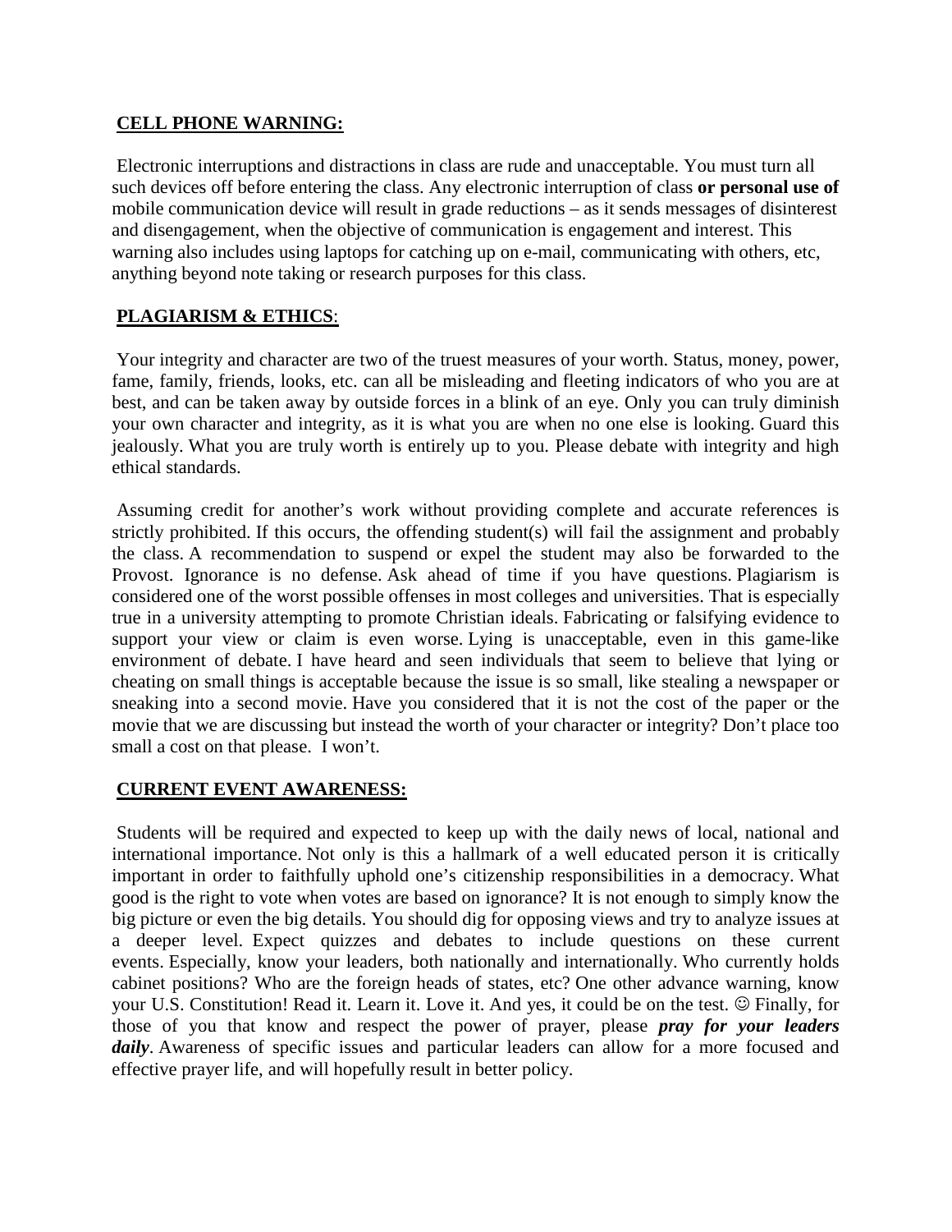**CELL PHONE WARNING:**

Electronic interruptions and distractions in class are rude and unacceptable. You must turn all such devices off before entering the class. Any electronic interruption of class **or personal use of** mobile communication device will result in grade reductions – as it sends messages of disinterest and disengagement, when the objective of communication is engagement and interest. This warning also includes using laptops for catching up on e-mail, communicating with others, etc, anything beyond note taking or research purposes for this class.

**PLAGIARISM & ETHICS**:

Your integrity and character are two of the truest measures of your worth. Status, money, power, fame, family, friends, looks, etc. can all be misleading and fleeting indicators of who you are at best, and can be taken away by outside forces in a blink of an eye. Only you can truly diminish your own character and integrity, as it is what you are when no one else is looking. Guard this jealously. What you are truly worth is entirely up to you. Please debate with integrity and high ethical standards.

Assuming credit for another's work without providing complete and accurate references is strictly prohibited. If this occurs, the offending student(s) will fail the assignment and probably the class. A recommendation to suspend or expel the student may also be forwarded to the Provost. Ignorance is no defense. Ask ahead of time if you have questions. Plagiarism is considered one of the worst possible offenses in most colleges and universities. That is especially true in a university attempting to promote Christian ideals. Fabricating or falsifying evidence to support your view or claim is even worse. Lying is unacceptable, even in this game-like environment of debate. I have heard and seen individuals that seem to believe that lying or cheating on small things is acceptable because the issue is so small, like stealing a newspaper or sneaking into a second movie. Have you considered that it is not the cost of the paper or the movie that we are discussing but instead the worth of your character or integrity? Don't place too small a cost on that please. I won't.

**CURRENT EVENT AWARENESS:**

Students will be required and expected to keep up with the daily news of local, national and international importance. Not only is this a hallmark of a well educated person it is critically important in order to faithfully uphold one's citizenship responsibilities in a democracy. What good is the right to vote when votes are based on ignorance? It is not enough to simply know the big picture or even the big details. You should dig for opposing views and try to analyze issues at a deeper level. Expect quizzes and debates to include questions on these current events. Especially, know your leaders, both nationally and internationally. Who currently holds cabinet positions? Who are the foreign heads of states, etc? One other advance warning, know your U.S. Constitution! Read it. Learn it. Love it. And yes, it could be on the test. ☺ Finally, for those of you that know and respect the power of prayer, please ***pray for your leaders daily***. Awareness of specific issues and particular leaders can allow for a more focused and effective prayer life, and will hopefully result in better policy.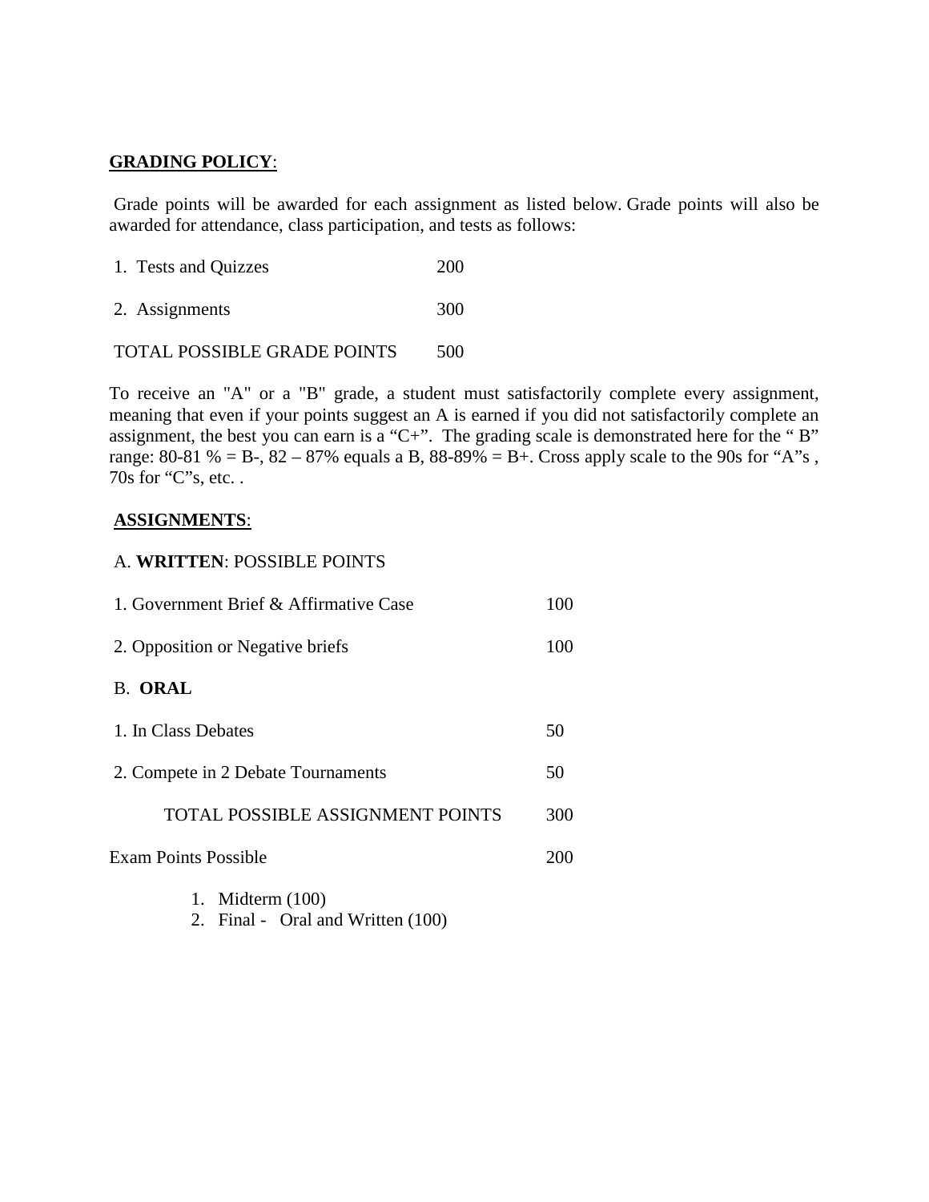**GRADING POLICY**:

Grade points will be awarded for each assignment as listed below. Grade points will also be awarded for attendance, class participation, and tests as follows:

| | |
|---|---|
| 1. Tests and Quizzes | 200 |
| 2. Assignments | 300 |
| TOTAL POSSIBLE GRADE POINTS | 500 |

To receive an "A" or a "B" grade, a student must satisfactorily complete every assignment, meaning that even if your points suggest an A is earned if you did not satisfactorily complete an assignment, the best you can earn is a "C+". The grading scale is demonstrated here for the " B" range: 80-81 % = B-, 82 – 87% equals a B, 88-89% = B+. Cross apply scale to the 90s for "A"s , 70s for "C"s, etc. .

**ASSIGNMENTS**:

A. **WRITTEN**: POSSIBLE POINTS

| | |
|---|---|
| 1. Government Brief & Affirmative Case | 100 |
| 2. Opposition or Negative briefs | 100 |
| B. **ORAL** | |
| 1. In Class Debates | 50 |
| 2. Compete in 2 Debate Tournaments | 50 |
| TOTAL POSSIBLE ASSIGNMENT POINTS | 300 |
| Exam Points Possible | 200 |

1. Midterm (100)
2. Final - Oral and Written (100)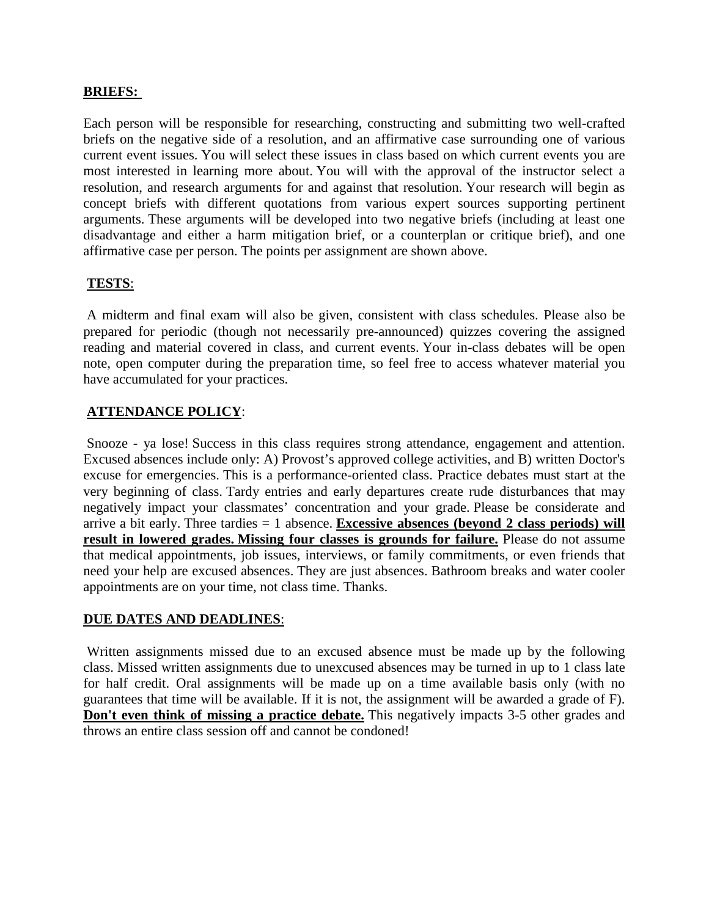**BRIEFS:**

Each person will be responsible for researching, constructing and submitting two well-crafted briefs on the negative side of a resolution, and an affirmative case surrounding one of various current event issues. You will select these issues in class based on which current events you are most interested in learning more about. You will with the approval of the instructor select a resolution, and research arguments for and against that resolution. Your research will begin as concept briefs with different quotations from various expert sources supporting pertinent arguments. These arguments will be developed into two negative briefs (including at least one disadvantage and either a harm mitigation brief, or a counterplan or critique brief), and one affirmative case per person. The points per assignment are shown above.

**TESTS**:

A midterm and final exam will also be given, consistent with class schedules. Please also be prepared for periodic (though not necessarily pre-announced) quizzes covering the assigned reading and material covered in class, and current events. Your in-class debates will be open note, open computer during the preparation time, so feel free to access whatever material you have accumulated for your practices.

**ATTENDANCE POLICY**:

Snooze - ya lose! Success in this class requires strong attendance, engagement and attention. Excused absences include only: A) Provost's approved college activities, and B) written Doctor's excuse for emergencies. This is a performance-oriented class. Practice debates must start at the very beginning of class. Tardy entries and early departures create rude disturbances that may negatively impact your classmates' concentration and your grade. Please be considerate and arrive a bit early. Three tardies = 1 absence. **Excessive absences (beyond 2 class periods) will result in lowered grades. Missing four classes is grounds for failure.** Please do not assume that medical appointments, job issues, interviews, or family commitments, or even friends that need your help are excused absences. They are just absences. Bathroom breaks and water cooler appointments are on your time, not class time. Thanks.

**DUE DATES AND DEADLINES**:

Written assignments missed due to an excused absence must be made up by the following class. Missed written assignments due to unexcused absences may be turned in up to 1 class late for half credit. Oral assignments will be made up on a time available basis only (with no guarantees that time will be available. If it is not, the assignment will be awarded a grade of F). **Don't even think of missing a practice debate.** This negatively impacts 3-5 other grades and throws an entire class session off and cannot be condoned!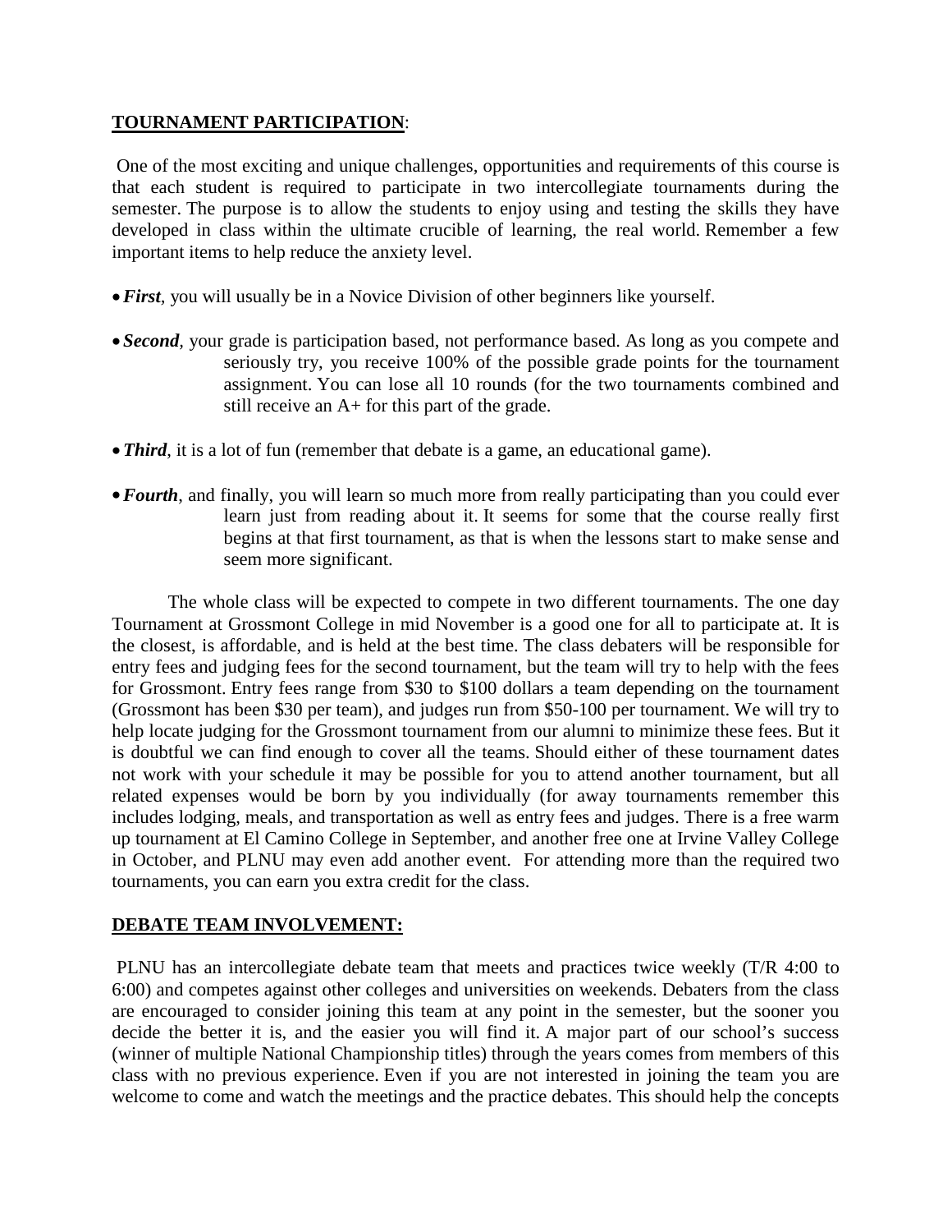**TOURNAMENT PARTICIPATION**:

One of the most exciting and unique challenges, opportunities and requirements of this course is that each student is required to participate in two intercollegiate tournaments during the semester. The purpose is to allow the students to enjoy using and testing the skills they have developed in class within the ultimate crucible of learning, the real world. Remember a few important items to help reduce the anxiety level.

- ***First***, you will usually be in a Novice Division of other beginners like yourself.
- ***Second***, your grade is participation based, not performance based. As long as you compete and seriously try, you receive 100% of the possible grade points for the tournament assignment. You can lose all 10 rounds (for the two tournaments combined and still receive an A+ for this part of the grade.
- ***Third***, it is a lot of fun (remember that debate is a game, an educational game).
- ***Fourth***, and finally, you will learn so much more from really participating than you could ever learn just from reading about it. It seems for some that the course really first begins at that first tournament, as that is when the lessons start to make sense and seem more significant.

The whole class will be expected to compete in two different tournaments. The one day Tournament at Grossmont College in mid November is a good one for all to participate at. It is the closest, is affordable, and is held at the best time. The class debaters will be responsible for entry fees and judging fees for the second tournament, but the team will try to help with the fees for Grossmont. Entry fees range from $30 to $100 dollars a team depending on the tournament (Grossmont has been $30 per team), and judges run from $50-100 per tournament. We will try to help locate judging for the Grossmont tournament from our alumni to minimize these fees. But it is doubtful we can find enough to cover all the teams. Should either of these tournament dates not work with your schedule it may be possible for you to attend another tournament, but all related expenses would be born by you individually (for away tournaments remember this includes lodging, meals, and transportation as well as entry fees and judges. There is a free warm up tournament at El Camino College in September, and another free one at Irvine Valley College in October, and PLNU may even add another event. For attending more than the required two tournaments, you can earn you extra credit for the class.

**DEBATE TEAM INVOLVEMENT:**

PLNU has an intercollegiate debate team that meets and practices twice weekly (T/R 4:00 to 6:00) and competes against other colleges and universities on weekends. Debaters from the class are encouraged to consider joining this team at any point in the semester, but the sooner you decide the better it is, and the easier you will find it. A major part of our school's success (winner of multiple National Championship titles) through the years comes from members of this class with no previous experience. Even if you are not interested in joining the team you are welcome to come and watch the meetings and the practice debates. This should help the concepts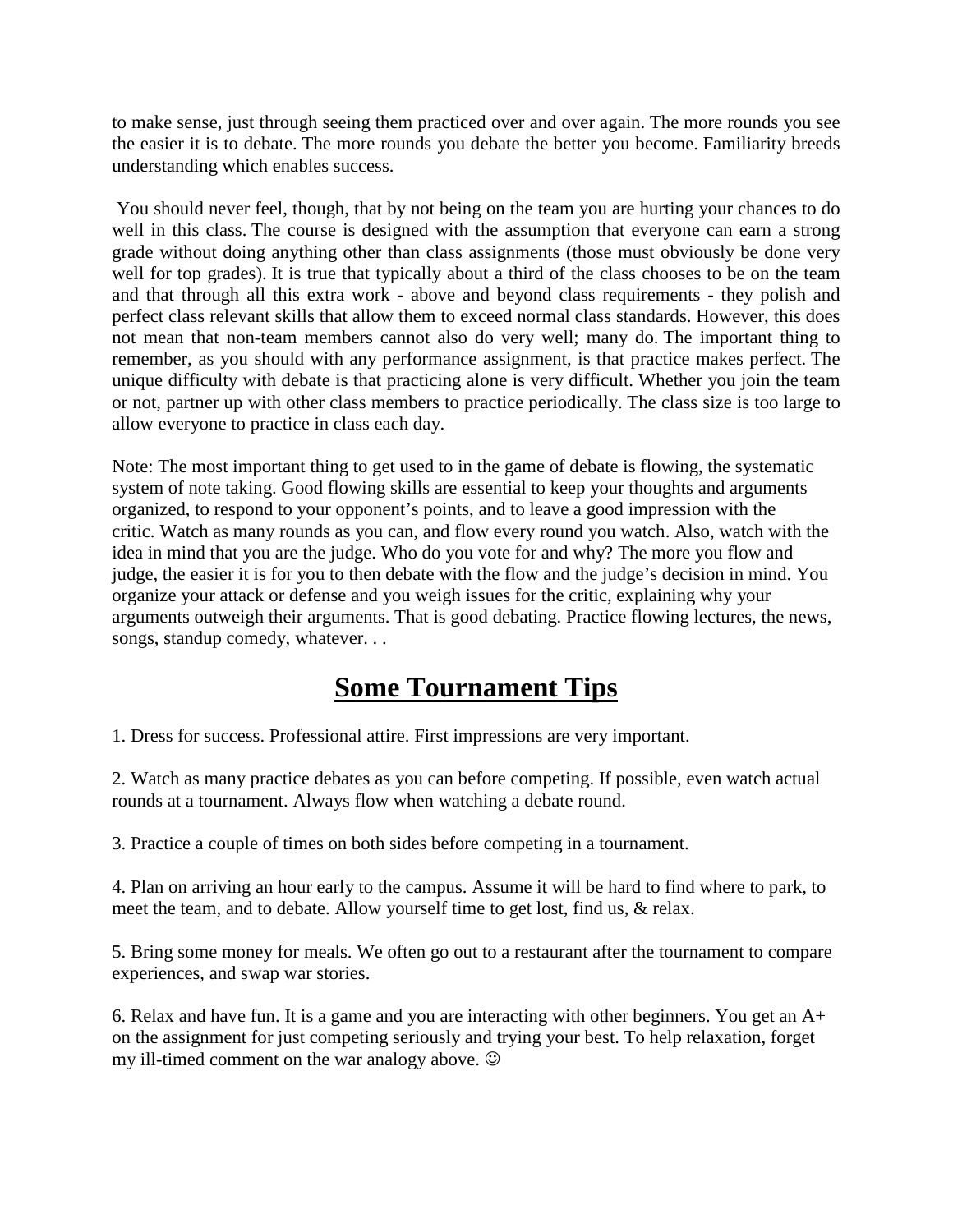to make sense, just through seeing them practiced over and over again. The more rounds you see the easier it is to debate. The more rounds you debate the better you become. Familiarity breeds understanding which enables success.

You should never feel, though, that by not being on the team you are hurting your chances to do well in this class. The course is designed with the assumption that everyone can earn a strong grade without doing anything other than class assignments (those must obviously be done very well for top grades). It is true that typically about a third of the class chooses to be on the team and that through all this extra work - above and beyond class requirements - they polish and perfect class relevant skills that allow them to exceed normal class standards. However, this does not mean that non-team members cannot also do very well; many do. The important thing to remember, as you should with any performance assignment, is that practice makes perfect. The unique difficulty with debate is that practicing alone is very difficult. Whether you join the team or not, partner up with other class members to practice periodically. The class size is too large to allow everyone to practice in class each day.

Note: The most important thing to get used to in the game of debate is flowing, the systematic system of note taking. Good flowing skills are essential to keep your thoughts and arguments organized, to respond to your opponent's points, and to leave a good impression with the critic. Watch as many rounds as you can, and flow every round you watch. Also, watch with the idea in mind that you are the judge. Who do you vote for and why? The more you flow and judge, the easier it is for you to then debate with the flow and the judge's decision in mind. You organize your attack or defense and you weigh issues for the critic, explaining why your arguments outweigh their arguments. That is good debating. Practice flowing lectures, the news, songs, standup comedy, whatever. . .

## Some Tournament Tips

1. Dress for success. Professional attire. First impressions are very important.

2. Watch as many practice debates as you can before competing. If possible, even watch actual rounds at a tournament. Always flow when watching a debate round.

3. Practice a couple of times on both sides before competing in a tournament.

4. Plan on arriving an hour early to the campus. Assume it will be hard to find where to park, to meet the team, and to debate. Allow yourself time to get lost, find us, & relax.

5. Bring some money for meals. We often go out to a restaurant after the tournament to compare experiences, and swap war stories.

6. Relax and have fun. It is a game and you are interacting with other beginners. You get an A+ on the assignment for just competing seriously and trying your best. To help relaxation, forget my ill-timed comment on the war analogy above. ☺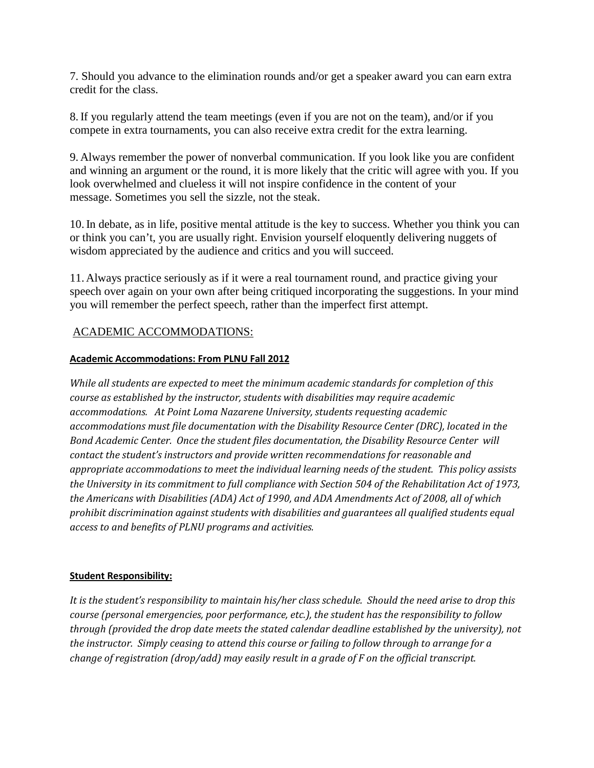7. Should you advance to the elimination rounds and/or get a speaker award you can earn extra credit for the class.

8. If you regularly attend the team meetings (even if you are not on the team), and/or if you compete in extra tournaments, you can also receive extra credit for the extra learning.

9. Always remember the power of nonverbal communication. If you look like you are confident and winning an argument or the round, it is more likely that the critic will agree with you. If you look overwhelmed and clueless it will not inspire confidence in the content of your message. Sometimes you sell the sizzle, not the steak.

10. In debate, as in life, positive mental attitude is the key to success. Whether you think you can or think you can't, you are usually right. Envision yourself eloquently delivering nuggets of wisdom appreciated by the audience and critics and you will succeed.

11. Always practice seriously as if it were a real tournament round, and practice giving your speech over again on your own after being critiqued incorporating the suggestions. In your mind you will remember the perfect speech, rather than the imperfect first attempt.

## ACADEMIC ACCOMMODATIONS:

**Academic Accommodations: From PLNU Fall 2012**

*While all students are expected to meet the minimum academic standards for completion of this course as established by the instructor, students with disabilities may require academic accommodations. At Point Loma Nazarene University, students requesting academic accommodations must file documentation with the Disability Resource Center (DRC), located in the Bond Academic Center. Once the student files documentation, the Disability Resource Center will contact the student's instructors and provide written recommendations for reasonable and appropriate accommodations to meet the individual learning needs of the student. This policy assists the University in its commitment to full compliance with Section 504 of the Rehabilitation Act of 1973, the Americans with Disabilities (ADA) Act of 1990, and ADA Amendments Act of 2008, all of which prohibit discrimination against students with disabilities and guarantees all qualified students equal access to and benefits of PLNU programs and activities.*

**Student Responsibility:**

*It is the student's responsibility to maintain his/her class schedule. Should the need arise to drop this course (personal emergencies, poor performance, etc.), the student has the responsibility to follow through (provided the drop date meets the stated calendar deadline established by the university), not the instructor. Simply ceasing to attend this course or failing to follow through to arrange for a change of registration (drop/add) may easily result in a grade of F on the official transcript.*